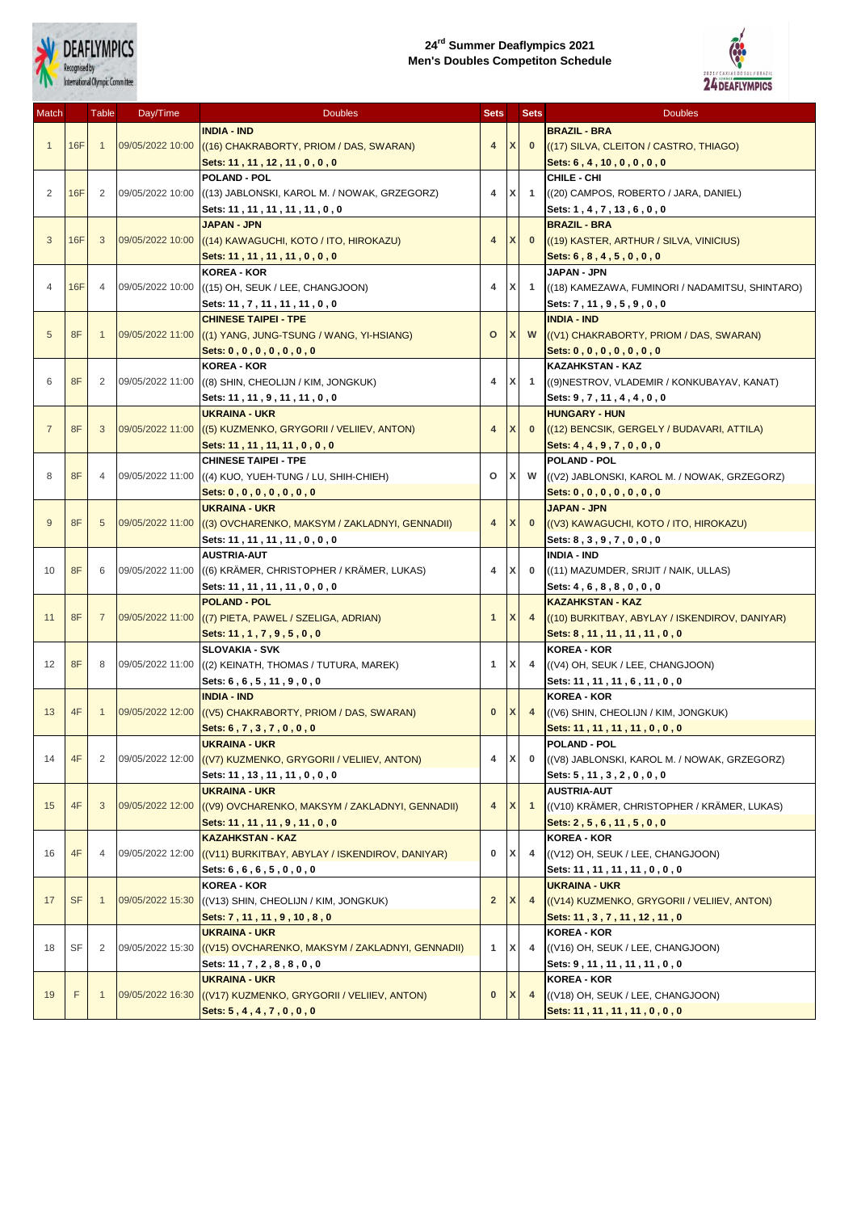# 24[rd] Summer Deaflympics 2021
## Men's Doubles Competiton Schedule

| Match | | Table | Day/Time | Doubles | Sets | | Sets | Doubles |
|---|---|---|---|---|---|---|---|---|
| 1 | 16F | 1 | 09/05/2022 10:00 | **INDIA - IND** ((16) CHAKRABORTY, PRIOM / DAS, SWARAN) **Sets: 11 , 11 , 12 , 11 , 0 , 0 , 0** | 4 | X | 0 | **BRAZIL - BRA** ((17) SILVA, CLEITON / CASTRO, THIAGO) **Sets: 6 , 4 , 10 , 0 , 0 , 0 , 0** |
| 2 | 16F | 2 | 09/05/2022 10:00 | **POLAND - POL** ((13) JABLONSKI, KAROL M. / NOWAK, GRZEGORZ) **Sets: 11 , 11 , 11 , 11 , 11 , 0 , 0** | 4 | X | 1 | **CHILE - CHI** ((20) CAMPOS, ROBERTO / JARA, DANIEL) **Sets: 1 , 4 , 7 , 13 , 6 , 0 , 0** |
| 3 | 16F | 3 | 09/05/2022 10:00 | **JAPAN - JPN** ((14) KAWAGUCHI, KOTO / ITO, HIROKAZU) **Sets: 11 , 11 , 11 , 0 , 0 , 0** | 4 | X | 0 | **BRAZIL - BRA** ((19) KASTER, ARTHUR / SILVA, VINICIUS) **Sets: 6 , 8 , 4 , 5 , 0 , 0 , 0** |
| 4 | 16F | 4 | 09/05/2022 10:00 | **KOREA - KOR** ((15) OH, SEUK / LEE, CHANGJOON) **Sets: 11 , 7 , 11 , 11 , 11 , 0 , 0** | 4 | X | 1 | **JAPAN - JPN** ((18) KAMEZAWA, FUMINORI / NADAMITSU, SHINTARO) **Sets: 7 , 11 , 9 , 5 , 9 , 0 , 0** |
| 5 | 8F | 1 | 09/05/2022 11:00 | **CHINESE TAIPEI - TPE** ((1) YANG, JUNG-TSUNG / WANG, YI-HSIANG) **Sets: 0 , 0 , 0 , 0 , 0 , 0 , 0** | O | X | W | **INDIA - IND** ((V1) CHAKRABORTY, PRIOM / DAS, SWARAN) **Sets: 0 , 0 , 0 , 0 , 0 , 0 , 0** |
| 6 | 8F | 2 | 09/05/2022 11:00 | **KOREA - KOR** ((8) SHIN, CHEOLIJN / KIM, JONGKUK) **Sets: 11 , 11 , 9 , 11 , 11 , 0 , 0** | 4 | X | 1 | **KAZAKHSTAN - KAZ** ((9)NESTROV, VLADEMIR / KONKUBAYAV, KANAT) **Sets: 9 , 7 , 11 , 4 , 4 , 0 , 0** |
| 7 | 8F | 3 | 09/05/2022 11:00 | **UKRAINA - UKR** ((5) KUZMENKO, GRYGORII / VELIIEV, ANTON) **Sets: 11 , 11 , 11, 11 , 0 , 0 , 0** | 4 | X | 0 | **HUNGARY - HUN** ((12) BENCSIK, GERGELY / BUDAVARI, ATTILA) **Sets: 4 , 4 , 9 , 7 , 0 , 0 , 0** |
| 8 | 8F | 4 | 09/05/2022 11:00 | **CHINESE TAIPEI - TPE** ((4) KUO, YUEH-TUNG / LU, SHIH-CHIEH) **Sets: 0 , 0 , 0 , 0 , 0 , 0 , 0** | O | X | W | **POLAND - POL** ((V2) JABLONSKI, KAROL M. / NOWAK, GRZEGORZ) **Sets: 0 , 0 , 0 , 0 , 0 , 0 , 0** |
| 9 | 8F | 5 | 09/05/2022 11:00 | **UKRAINA - UKR** ((3) OVCHARENKO, MAKSYM / ZAKLADNYI, GENNADII) **Sets: 11 , 11 , 11 , 11 , 0 , 0 , 0** | 4 | X | 0 | **JAPAN - JPN** ((V3) KAWAGUCHI, KOTO / ITO, HIROKAZU) **Sets: 8 , 3 , 9 , 7 , 0 , 0 , 0** |
| 10 | 8F | 6 | 09/05/2022 11:00 | **AUSTRIA-AUT** ((6) KRÄMER, CHRISTOPHER / KRÄMER, LUKAS) **Sets: 11 , 11 , 11 , 11 , 0 , 0 , 0** | 4 | X | 0 | **INDIA - IND** ((11) MAZUMDER, SRIJIT / NAIK, ULLAS) **Sets: 4 , 6 , 8 , 8 , 0 , 0 , 0** |
| 11 | 8F | 7 | 09/05/2022 11:00 | **POLAND - POL** ((7) PIETA, PAWEL / SZELIGA, ADRIAN) **Sets: 11 , 1 , 7 , 9 , 5 , 0 , 0** | 1 | X | 4 | **KAZAKHSTAN - KAZ** ((10) BURKITBAY, ABLAY / ISKENDIROV, DANIYAR) **Sets: 8 , 11 , 11 , 11 , 11 , 0 , 0** |
| 12 | 8F | 8 | 09/05/2022 11:00 | **SLOVAKIA - SVK** ((2) KEINATH, THOMAS / TUTURA, MAREK) **Sets: 6 , 6 , 5 , 11 , 9 , 0 , 0** | 1 | X | 4 | **KOREA - KOR** ((V4) OH, SEUK / LEE, CHANGJOON) **Sets: 11 , 11 , 11 , 6 , 11 , 0 , 0** |
| 13 | 4F | 1 | 09/05/2022 12:00 | **INDIA - IND** ((V5) CHAKRABORTY, PRIOM / DAS, SWARAN) **Sets: 6 , 7 , 3 , 7 , 0 , 0 , 0** | 0 | X | 4 | **KOREA - KOR** ((V6) SHIN, CHEOLIJN / KIM, JONGKUK) **Sets: 11 , 11 , 11 , 11 , 0 , 0 , 0** |
| 14 | 4F | 2 | 09/05/2022 12:00 | **UKRAINA - UKR** ((V7) KUZMENKO, GRYGORII / VELIIEV, ANTON) **Sets: 11 , 13 , 11 , 11 , 0 , 0 , 0** | 4 | X | 0 | **POLAND - POL** ((V8) JABLONSKI, KAROL M. / NOWAK, GRZEGORZ) **Sets: 5 , 11 , 3 , 2 , 0 , 0 , 0** |
| 15 | 4F | 3 | 09/05/2022 12:00 | **UKRAINA - UKR** ((V9) OVCHARENKO, MAKSYM / ZAKLADNYI, GENNADII) **Sets: 11 , 11 , 11 , 9 , 11 , 0 , 0** | 4 | X | 1 | **AUSTRIA-AUT** ((V10) KRÄMER, CHRISTOPHER / KRÄMER, LUKAS) **Sets: 2 , 5 , 6 , 11 , 5 , 0 , 0** |
| 16 | 4F | 4 | 09/05/2022 12:00 | **KAZAKHSTAN - KAZ** ((V11) BURKITBAY, ABLAY / ISKENDIROV, DANIYAR) **Sets: 6 , 6 , 6 , 5 , 0 , 0 , 0** | 0 | X | 4 | **KOREA - KOR** ((V12) OH, SEUK / LEE, CHANGJOON) **Sets: 11 , 11 , 11 , 11 , 0 , 0 , 0** |
| 17 | SF | 1 | 09/05/2022 15:30 | **KOREA - KOR** ((V13) SHIN, CHEOLIJN / KIM, JONGKUK) **Sets: 7 , 11 , 11 , 9 , 10 , 8 , 0** | 2 | X | 4 | **UKRAINA - UKR** ((V14) KUZMENKO, GRYGORII / VELIIEV, ANTON) **Sets: 11 , 3 , 7 , 11 , 12 , 11 , 0** |
| 18 | SF | 2 | 09/05/2022 15:30 | **UKRAINA - UKR** ((V15) OVCHARENKO, MAKSYM / ZAKLADNYI, GENNADII) **Sets: 11 , 7 , 2 , 8 , 8 , 0 , 0** | 1 | X | 4 | **KOREA - KOR** ((V16) OH, SEUK / LEE, CHANGJOON) **Sets: 9 , 11 , 11 , 11 , 11 , 0 , 0** |
| 19 | F | 1 | 09/05/2022 16:30 | **UKRAINA - UKR** ((V17) KUZMENKO, GRYGORII / VELIIEV, ANTON) **Sets: 5 , 4 , 4 , 7 , 0 , 0 , 0** | 0 | X | 4 | **KOREA - KOR** ((V18) OH, SEUK / LEE, CHANGJOON) **Sets: 11 , 11 , 11 , 11 , 0 , 0 , 0** |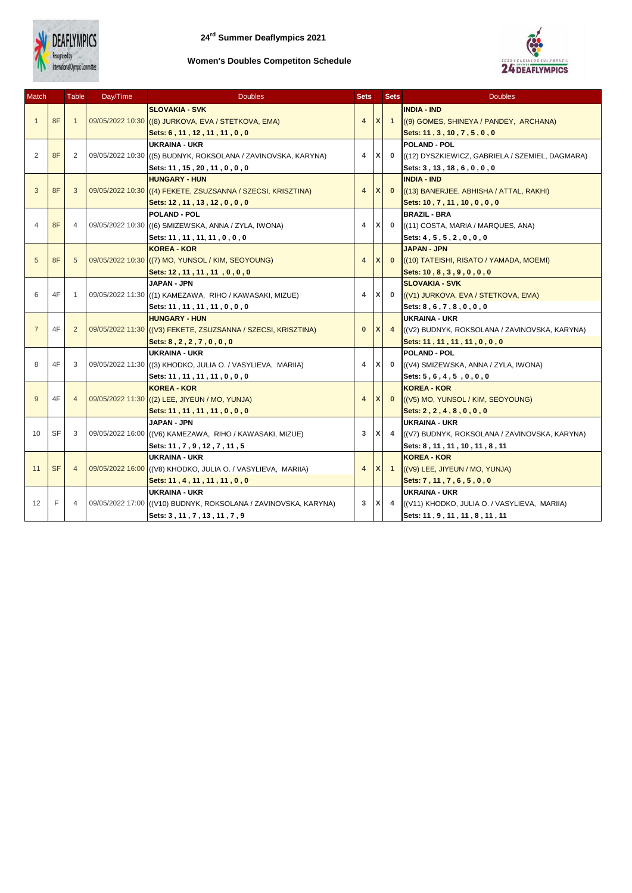# 24[rd] Summer Deaflympics 2021

## Women's Doubles Competiton Schedule

| Match | | Table | Day/Time | Doubles | Sets | | Sets | Doubles |
|---|---|---|---|---|---|---|---|---|
| 1 | 8F | 1 | 09/05/2022 10:30 | **SLOVAKIA - SVK**<br>((8) JURKOVA, EVA / STETKOVA, EMA)<br>**Sets: 6 , 11 , 12 , 11 , 11 , 0 , 0** | 4 | X | 1 | **INDIA - IND**<br>((9) GOMES, SHINEYA / PANDEY, ARCHANA)<br>**Sets: 11 , 3 , 10 , 7 , 5 , 0 , 0** |
| 2 | 8F | 2 | 09/05/2022 10:30 | **UKRAINA - UKR**<br>((5) BUDNYK, ROKSOLANA / ZAVINOVSKA, KARYNA)<br>**Sets: 11 , 15 , 20 , 11 , 0 , 0 , 0** | 4 | X | 0 | **POLAND - POL**<br>((12) DYSZKIEWICZ, GABRIELA / SZEMIEL, DAGMARA)<br>**Sets: 3 , 13 , 18 , 6 , 0 , 0 , 0** |
| 3 | 8F | 3 | 09/05/2022 10:30 | **HUNGARY - HUN**<br>((4) FEKETE, ZSUZSANNA / SZECSI, KRISZTINA)<br>**Sets: 12 , 11 , 13 , 12 , 0 , 0 , 0** | 4 | X | 0 | **INDIA - IND**<br>((13) BANERJEE, ABHISHA / ATTAL, RAKHI)<br>**Sets: 10 , 7 , 11 , 10 , 0 , 0 , 0** |
| 4 | 8F | 4 | 09/05/2022 10:30 | **POLAND - POL**<br>((6) SMIZEWSKA, ANNA / ZYLA, IWONA)<br>**Sets: 11 , 11 , 11, 11 , 0 , 0 , 0** | 4 | X | 0 | **BRAZIL - BRA**<br>((11) COSTA, MARIA / MARQUES, ANA)<br>**Sets: 4 , 5 , 5 , 2 , 0 , 0 , 0** |
| 5 | 8F | 5 | 09/05/2022 10:30 | **KOREA - KOR**<br>((7) MO, YUNSOL / KIM, SEOYOUNG)<br>**Sets: 12 , 11 , 11 , 11 , 0 , 0 , 0** | 4 | X | 0 | **JAPAN - JPN**<br>((10) TATEISHI, RISATO / YAMADA, MOEMI)<br>**Sets: 10 , 8 , 3 , 9 , 0 , 0 , 0** |
| 6 | 4F | 1 | 09/05/2022 11:30 | **JAPAN - JPN**<br>((1) KAMEZAWA, RIHO / KAWASAKI, MIZUE)<br>**Sets: 11 , 11 , 11 , 11 , 0 , 0 , 0** | 4 | X | 0 | **SLOVAKIA - SVK**<br>((V1) JURKOVA, EVA / STETKOVA, EMA)<br>**Sets: 8 , 6 , 7 , 8 , 0 , 0 , 0** |
| 7 | 4F | 2 | 09/05/2022 11:30 | **HUNGARY - HUN**<br>((V3) FEKETE, ZSUZSANNA / SZECSI, KRISZTINA)<br>**Sets: 8 , 2 , 2 , 7 , 0 , 0 , 0** | 0 | X | 4 | **UKRAINA - UKR**<br>((V2) BUDNYK, ROKSOLANA / ZAVINOVSKA, KARYNA)<br>**Sets: 11 , 11 , 11 , 11 , 0 , 0 , 0** |
| 8 | 4F | 3 | 09/05/2022 11:30 | **UKRAINA - UKR**<br>((3) KHODKO, JULIA O. / VASYLIEVA, MARIIA)<br>**Sets: 11 , 11 , 11 , 11 , 0 , 0 , 0** | 4 | X | 0 | **POLAND - POL**<br>((V4) SMIZEWSKA, ANNA / ZYLA, IWONA)<br>**Sets: 5 , 6 , 4 , 5 , 0 , 0 , 0** |
| 9 | 4F | 4 | 09/05/2022 11:30 | **KOREA - KOR**<br>((2) LEE, JIYEUN / MO, YUNJA)<br>**Sets: 11 , 11 , 11 , 11 , 0 , 0 , 0** | 4 | X | 0 | **KOREA - KOR**<br>((V5) MO, YUNSOL / KIM, SEOYOUNG)<br>**Sets: 2 , 2 , 4 , 8 , 0 , 0 , 0** |
| 10 | SF | 3 | 09/05/2022 16:00 | **JAPAN - JPN**<br>((V6) KAMEZAWA, RIHO / KAWASAKI, MIZUE)<br>**Sets: 11 , 7 , 9 , 12 , 7 , 11 , 5** | 3 | X | 4 | **UKRAINA - UKR**<br>((V7) BUDNYK, ROKSOLANA / ZAVINOVSKA, KARYNA)<br>**Sets: 8 , 11 , 11 , 10 , 11 , 8 , 11** |
| 11 | SF | 4 | 09/05/2022 16:00 | **UKRAINA - UKR**<br>((V8) KHODKO, JULIA O. / VASYLIEVA, MARIIA)<br>**Sets: 11 , 4 , 11 , 11 , 11 , 0 , 0** | 4 | X | 1 | **KOREA - KOR**<br>((V9) LEE, JIYEUN / MO, YUNJA)<br>**Sets: 7 , 11 , 7 , 6 , 5 , 0 , 0** |
| 12 | F | 4 | 09/05/2022 17:00 | **UKRAINA - UKR**<br>((V10) BUDNYK, ROKSOLANA / ZAVINOVSKA, KARYNA)<br>**Sets: 3 , 11 , 7 , 13 , 11 , 7 , 9** | 3 | X | 4 | **UKRAINA - UKR**<br>((V11) KHODKO, JULIA O. / VASYLIEVA, MARIIA)<br>**Sets: 11 , 9 , 11 , 11 , 8 , 11 , 11** |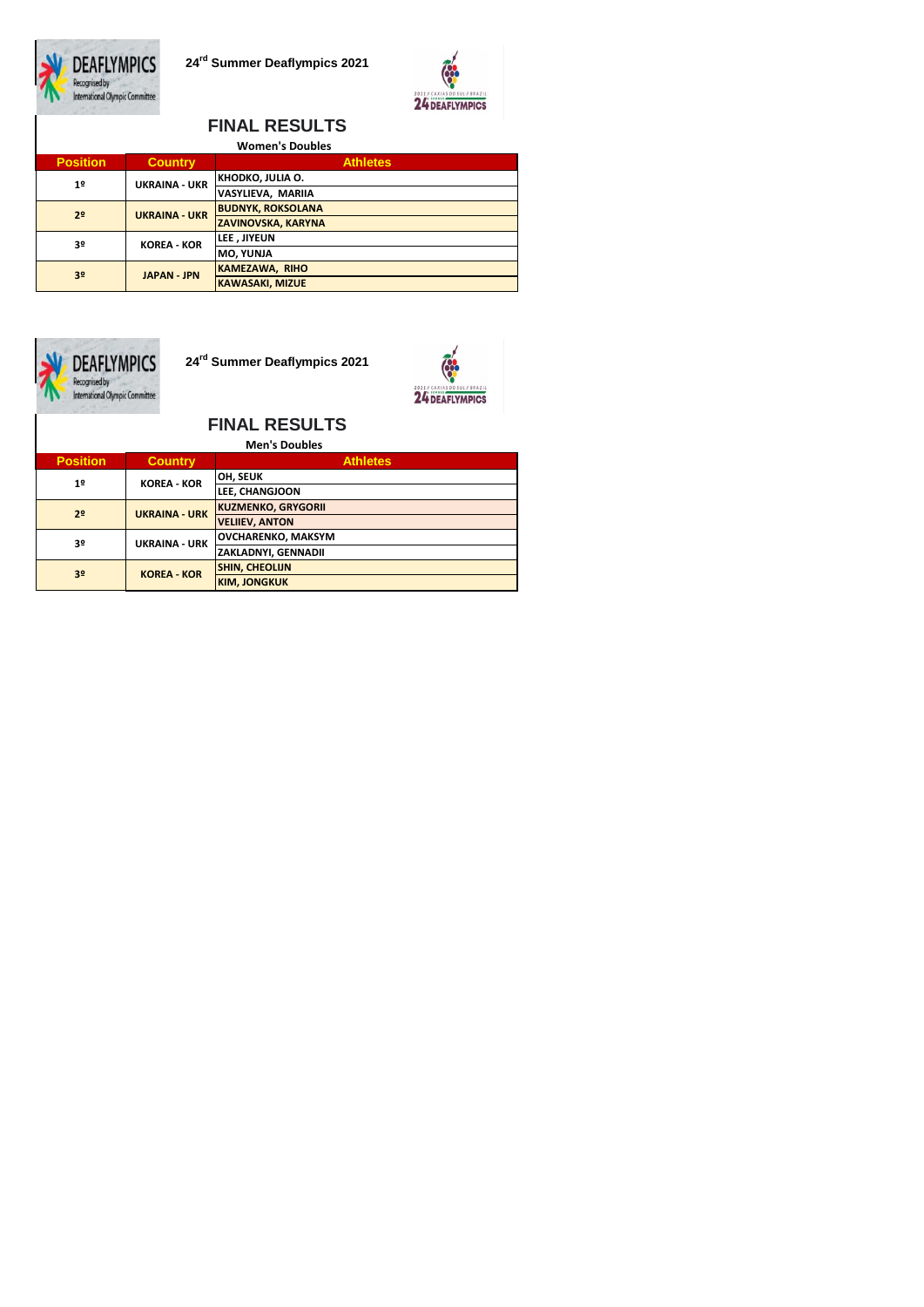24rd Summer Deaflympics 2021

## FINAL RESULTS

**Women's Doubles**

| Position | Country | Athletes |
|---|---|---|
| 1º | UKRAINA - UKR | KHODKO, JULIA O. |
| | | VASYLIEVA, MARIIA |
| 2º | UKRAINA - UKR | BUDNYK, ROKSOLANA |
| | | ZAVINOVSKA, KARYNA |
| 3º | KOREA - KOR | LEE , JIYEUN |
| | | MO, YUNJA |
| 3º | JAPAN - JPN | KAMEZAWA, RIHO |
| | | KAWASAKI, MIZUE |

24rd Summer Deaflympics 2021

## FINAL RESULTS

**Men's Doubles**

| Position | Country | Athletes |
|---|---|---|
| 1º | KOREA - KOR | OH, SEUK |
| | | LEE, CHANGJOON |
| 2º | UKRAINA - URK | KUZMENKO, GRYGORII |
| | | VELIIEV, ANTON |
| 3º | UKRAINA - URK | OVCHARENKO, MAKSYM |
| | | ZAKLADNYI, GENNADII |
| 3º | KOREA - KOR | SHIN, CHEOLIJN |
| | | KIM, JONGKUK |